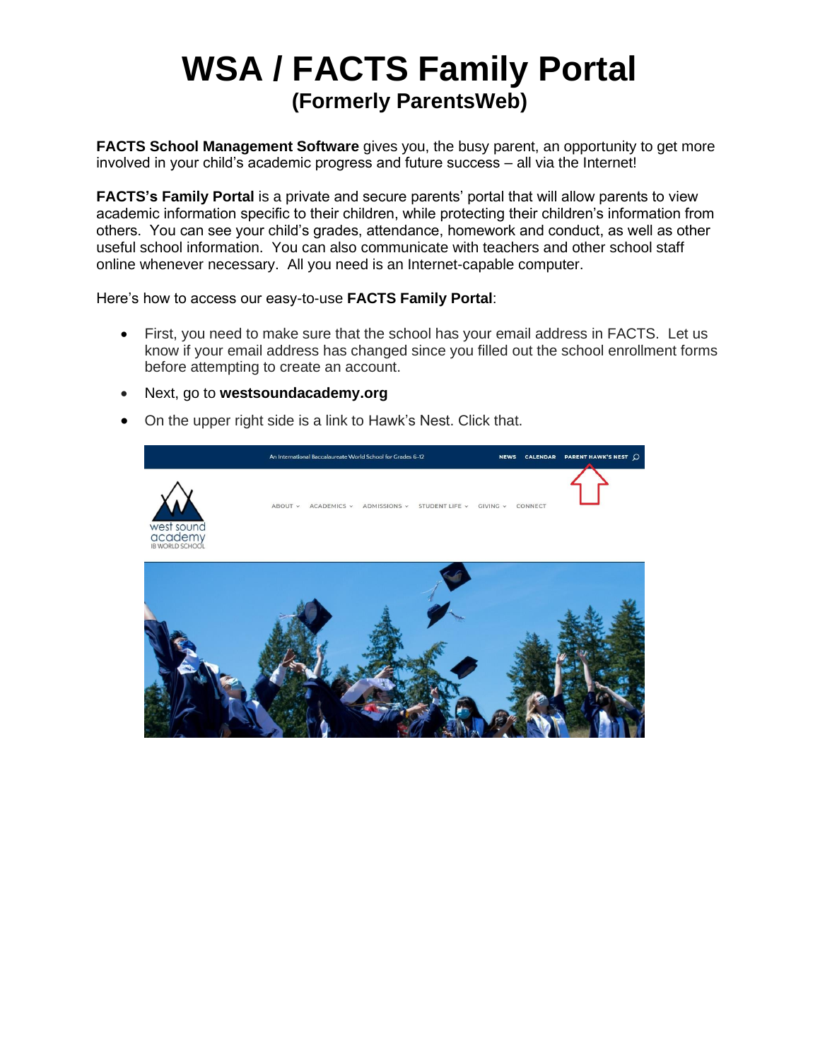# WSA / FACTS Family Portal

## (Formerly ParentsWeb)

**FACTS School Management Software** gives you, the busy parent, an opportunity to get more involved in your child's academic progress and future success – all via the Internet!

**FACTS's Family Portal** is a private and secure parents' portal that will allow parents to view academic information specific to their children, while protecting their children's information from others. You can see your child's grades, attendance, homework and conduct, as well as other useful school information. You can also communicate with teachers and other school staff online whenever necessary. All you need is an Internet-capable computer.

Here's how to access our easy-to-use **FACTS Family Portal**:

- First, you need to make sure that the school has your email address in FACTS. Let us know if your email address has changed since you filled out the school enrollment forms before attempting to create an account.
- Next, go to **westsoundacademy.org**
- On the upper right side is a link to Hawk's Nest. Click that.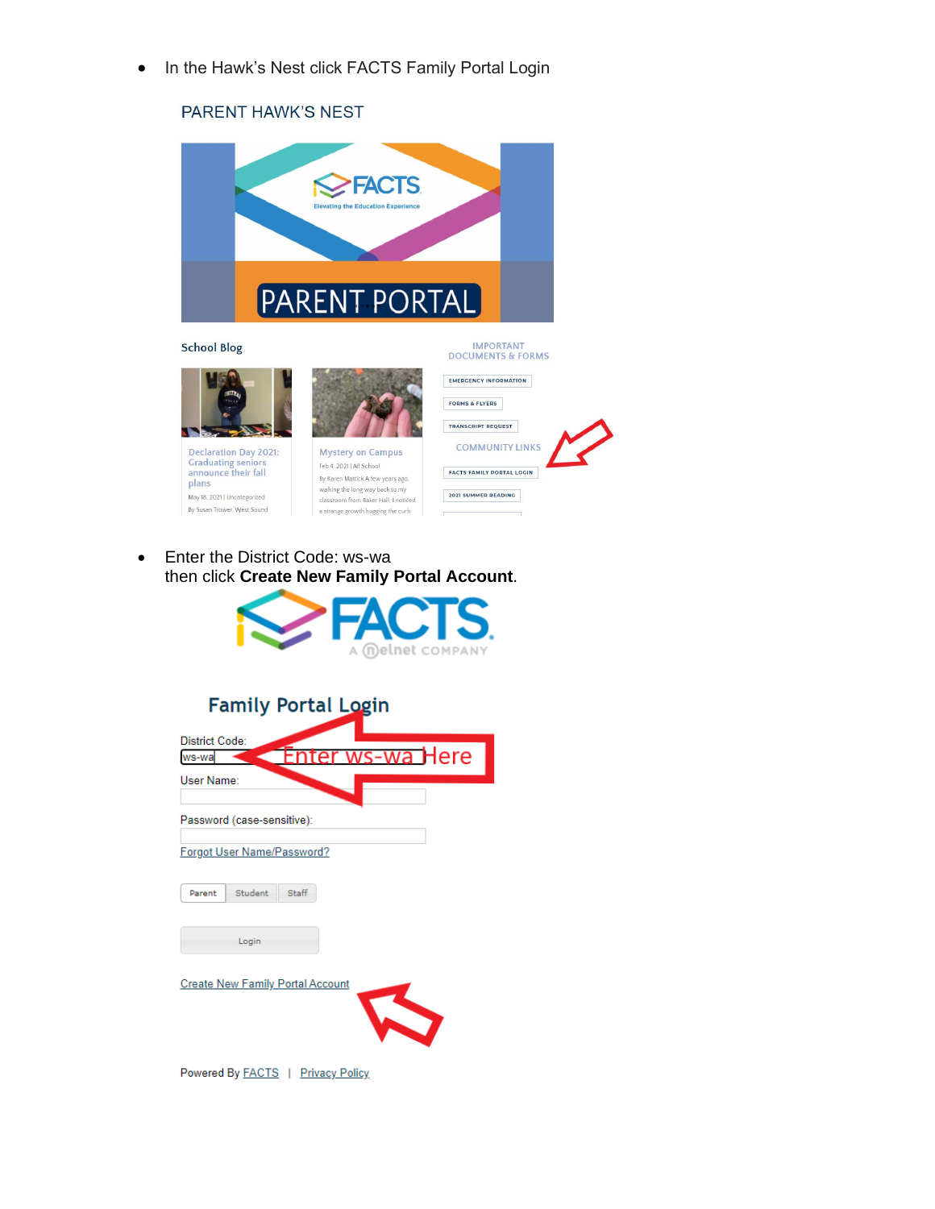- In the Hawk's Nest click FACTS Family Portal Login

- Enter the District Code: ws-wa
  then click **Create New Family Portal Account**.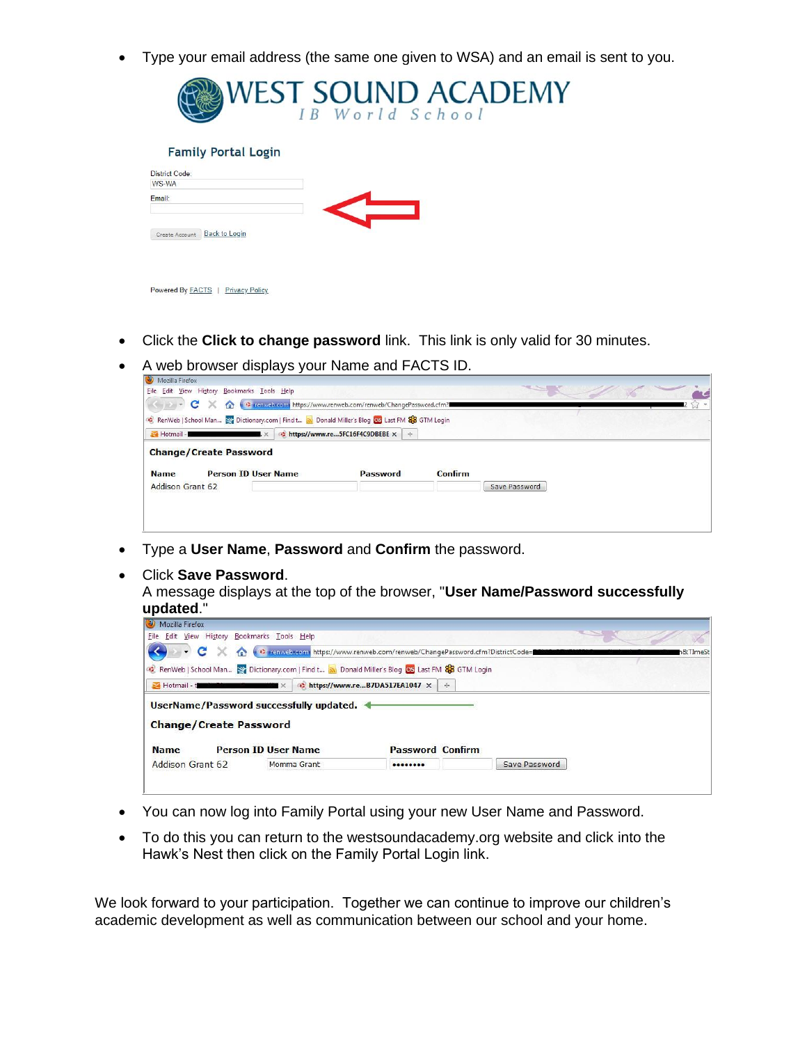- Type your email address (the same one given to WSA) and an email is sent to you.

WEST SOUND ACADEMY
IB World School

Family Portal Login

District Code:
WS-WA
Email:

Create Account Back to Login

Powered By FACTS | Privacy Policy

- Click the **Click to change password** link. This link is only valid for 30 minutes.
- A web browser displays your Name and FACTS ID.

Change/Create Password

| Name | Person ID | User Name | Password | Confirm | |
|---|---|---|---|---|---|
| Addison Grant | 62 | | | | Save Password |

- Type a **User Name**, **Password** and **Confirm** the password.
- Click **Save Password**.
  A message displays at the top of the browser, "**User Name/Password successfully updated**."

UserName/Password successfully updated.

Change/Create Password

| Name | Person ID | User Name | Password | Confirm | |
|---|---|---|---|---|---|
| Addison Grant | 62 | Momma Grant | •••••••• | | Save Password |

- You can now log into Family Portal using your new User Name and Password.
- To do this you can return to the westsoundacademy.org website and click into the Hawk's Nest then click on the Family Portal Login link.

We look forward to your participation. Together we can continue to improve our children's academic development as well as communication between our school and your home.